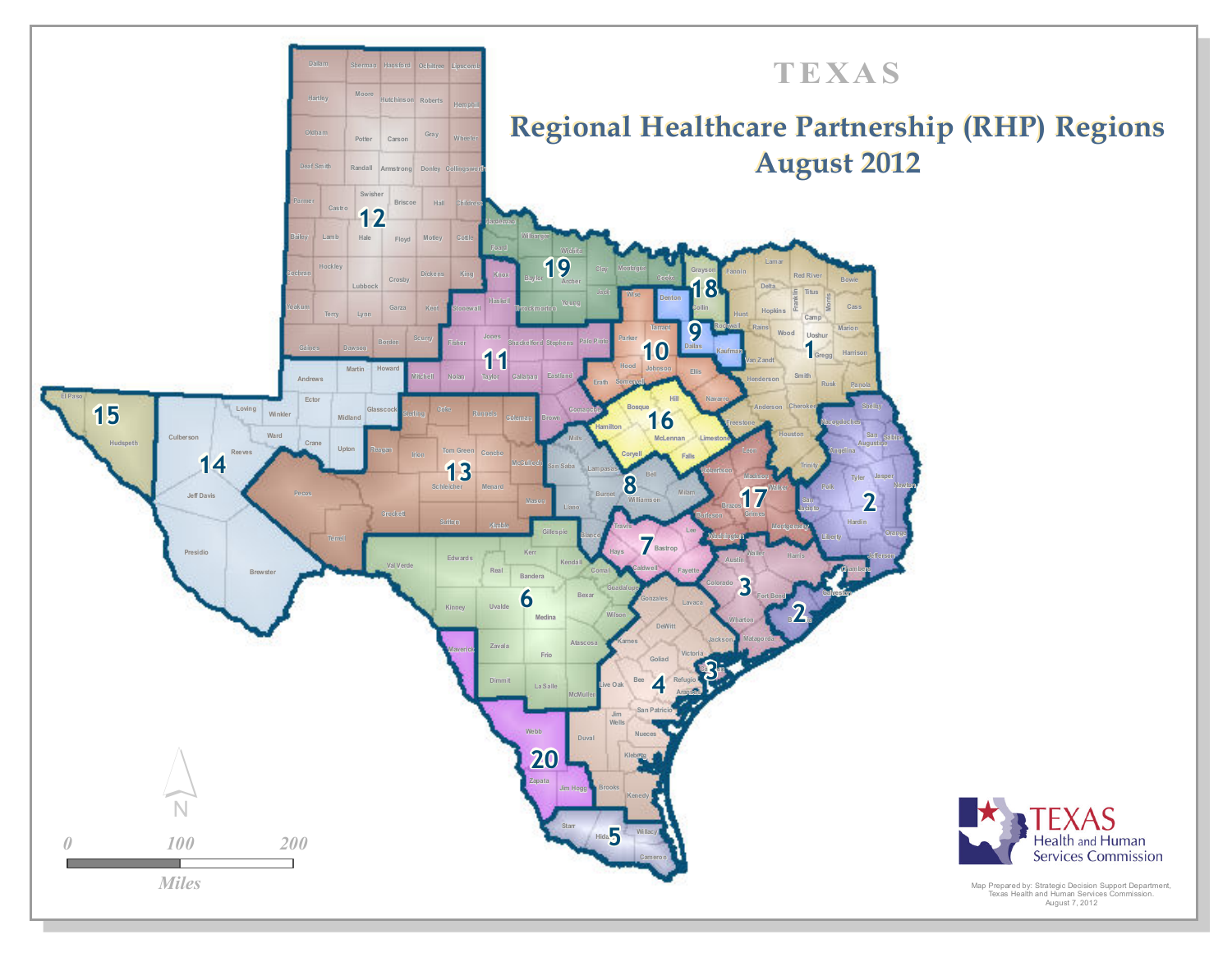# TEXAS

## Regional Healthcare Partnership (RHP) Regions
## August 2012

Map Prepared by: Strategic Decision Support Department, Texas Health and Human Services Commission. August 7, 2012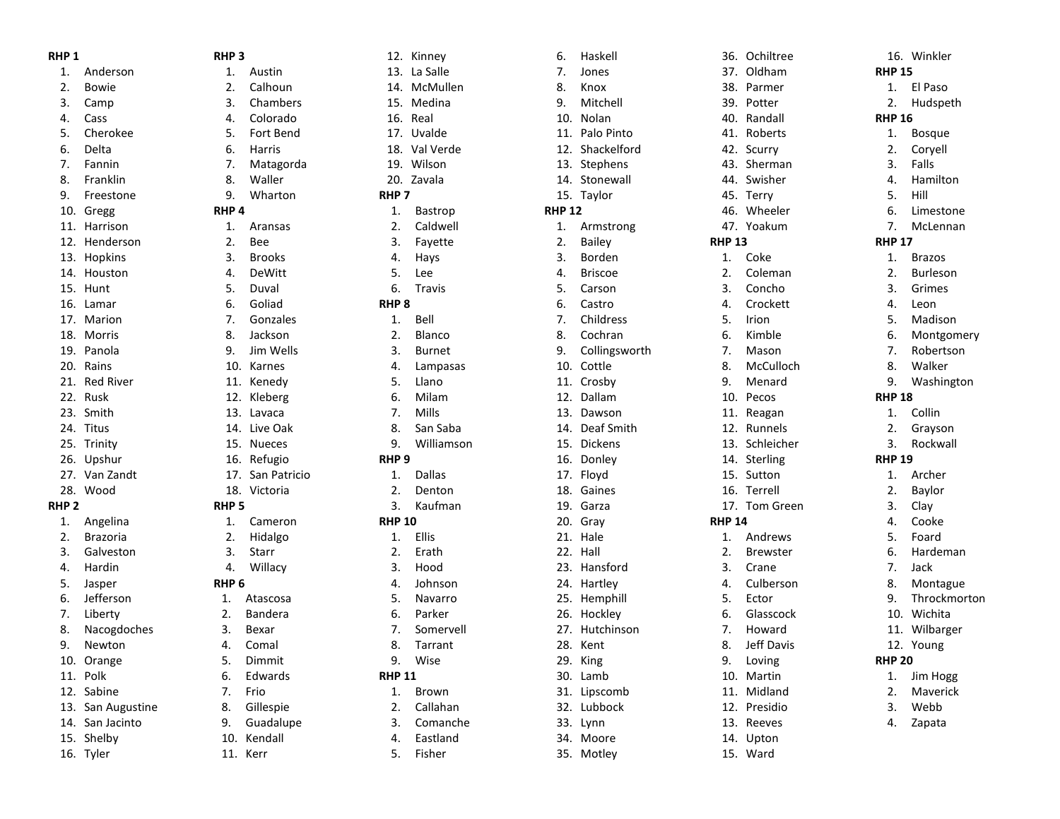**RHP 1**

1. Anderson
2. Bowie
3. Camp
4. Cass
5. Cherokee
6. Delta
7. Fannin
8. Franklin
9. Freestone
10. Gregg
11. Harrison
12. Henderson
13. Hopkins
14. Houston
15. Hunt
16. Lamar
17. Marion
18. Morris
19. Panola
20. Rains
21. Red River
22. Rusk
23. Smith
24. Titus
25. Trinity
26. Upshur
27. Van Zandt
28. Wood

**RHP 2**

1. Angelina
2. Brazoria
3. Galveston
4. Hardin
5. Jasper
6. Jefferson
7. Liberty
8. Nacogdoches
9. Newton
10. Orange
11. Polk
12. Sabine
13. San Augustine
14. San Jacinto
15. Shelby
16. Tyler

**RHP 3**

1. Austin
2. Calhoun
3. Chambers
4. Colorado
5. Fort Bend
6. Harris
7. Matagorda
8. Waller
9. Wharton

**RHP 4**

1. Aransas
2. Bee
3. Brooks
4. DeWitt
5. Duval
6. Goliad
7. Gonzales
8. Jackson
9. Jim Wells
10. Karnes
11. Kenedy
12. Kleberg
13. Lavaca
14. Live Oak
15. Nueces
16. Refugio
17. San Patricio
18. Victoria

**RHP 5**

1. Cameron
2. Hidalgo
3. Starr
4. Willacy

**RHP 6**

1. Atascosa
2. Bandera
3. Bexar
4. Comal
5. Dimmit
6. Edwards
7. Frio
8. Gillespie
9. Guadalupe
10. Kendall
11. Kerr
12. Kinney
13. La Salle
14. McMullen
15. Medina
16. Real
17. Uvalde
18. Val Verde
19. Wilson
20. Zavala

**RHP 7**

1. Bastrop
2. Caldwell
3. Fayette
4. Hays
5. Lee
6. Travis

**RHP 8**

1. Bell
2. Blanco
3. Burnet
4. Lampasas
5. Llano
6. Milam
7. Mills
8. San Saba
9. Williamson

**RHP 9**

1. Dallas
2. Denton
3. Kaufman

**RHP 10**

1. Ellis
2. Erath
3. Hood
4. Johnson
5. Navarro
6. Parker
7. Somervell
8. Tarrant
9. Wise

**RHP 11**

1. Brown
2. Callahan
3. Comanche
4. Eastland
5. Fisher
6. Haskell
7. Jones
8. Knox
9. Mitchell
10. Nolan
11. Palo Pinto
12. Shackelford
13. Stephens
14. Stonewall
15. Taylor

**RHP 12**

1. Armstrong
2. Bailey
3. Borden
4. Briscoe
5. Carson
6. Castro
7. Childress
8. Cochran
9. Collingsworth
10. Cottle
11. Crosby
12. Dallam
13. Dawson
14. Deaf Smith
15. Dickens
16. Donley
17. Floyd
18. Gaines
19. Garza
20. Gray
21. Hale
22. Hall
23. Hansford
24. Hartley
25. Hemphill
26. Hockley
27. Hutchinson
28. Kent
29. King
30. Lamb
31. Lipscomb
32. Lubbock
33. Lynn
34. Moore
35. Motley
36. Ochiltree
37. Oldham
38. Parmer
39. Potter
40. Randall
41. Roberts
42. Scurry
43. Sherman
44. Swisher
45. Terry
46. Wheeler
47. Yoakum

**RHP 13**

1. Coke
2. Coleman
3. Concho
4. Crockett
5. Irion
6. Kimble
7. Mason
8. McCulloch
9. Menard
10. Pecos
11. Reagan
12. Runnels
13. Schleicher
14. Sterling
15. Sutton
16. Terrell
17. Tom Green

**RHP 14**

1. Andrews
2. Brewster
3. Crane
4. Culberson
5. Ector
6. Glasscock
7. Howard
8. Jeff Davis
9. Loving
10. Martin
11. Midland
12. Presidio
13. Reeves
14. Upton
15. Ward
16. Winkler

**RHP 15**

1. El Paso
2. Hudspeth

**RHP 16**

1. Bosque
2. Coryell
3. Falls
4. Hamilton
5. Hill
6. Limestone
7. McLennan

**RHP 17**

1. Brazos
2. Burleson
3. Grimes
4. Leon
5. Madison
6. Montgomery
7. Robertson
8. Walker
9. Washington

**RHP 18**

1. Collin
2. Grayson
3. Rockwall

**RHP 19**

1. Archer
2. Baylor
3. Clay
4. Cooke
5. Foard
6. Hardeman
7. Jack
8. Montague
9. Throckmorton
10. Wichita
11. Wilbarger
12. Young

**RHP 20**

1. Jim Hogg
2. Maverick
3. Webb
4. Zapata